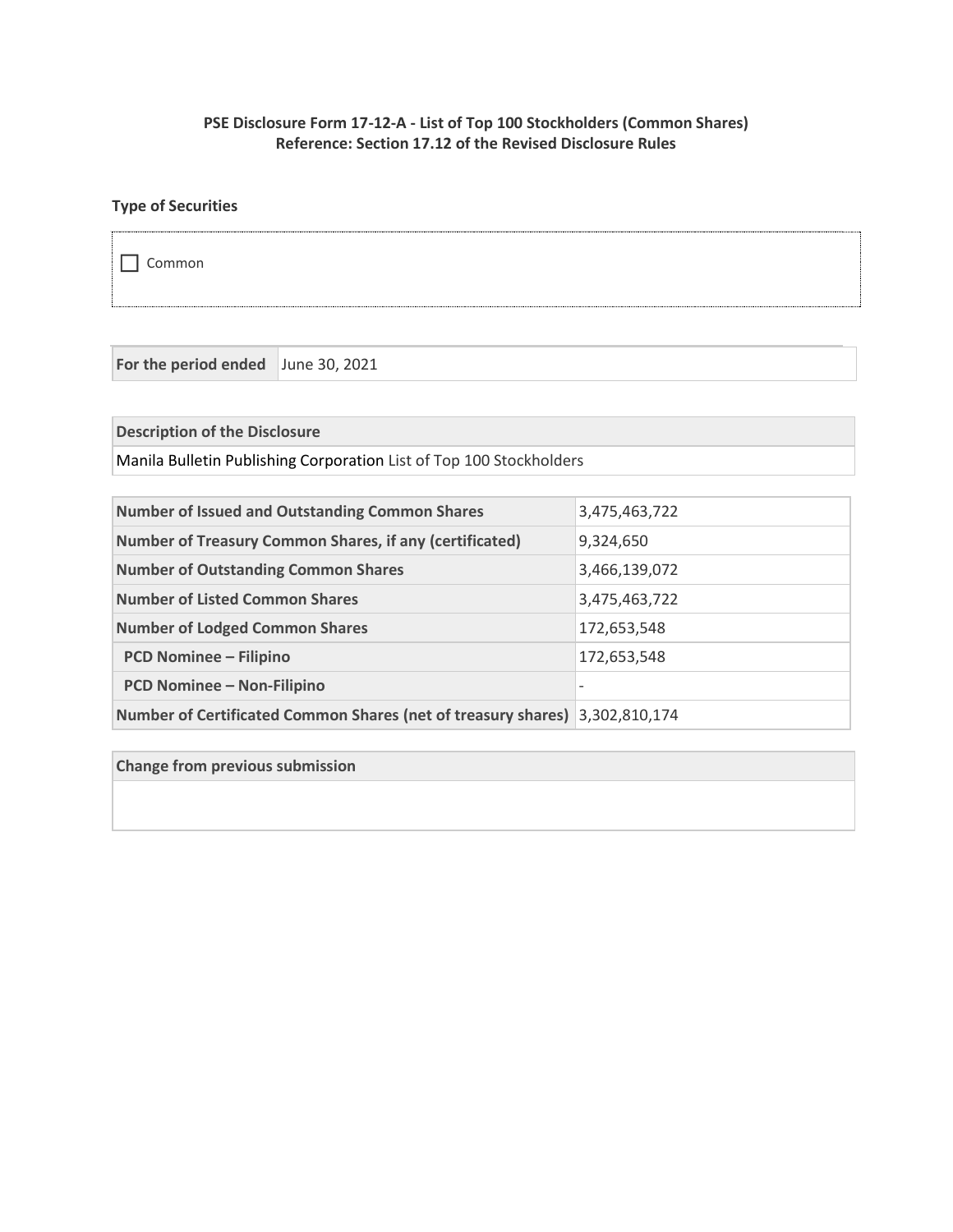**PSE Disclosure Form 17-12-A - List of Top 100 Stockholders (Common Shares)**
**Reference: Section 17.12 of the Revised Disclosure Rules**

**Type of Securities**

☐ Common

| For the period ended | June 30, 2021 |
|---|---|

| Description of the Disclosure |
|---|
| Manila Bulletin Publishing Corporation List of Top 100 Stockholders |

| Number of Issued and Outstanding Common Shares | 3,475,463,722 |
|---|---|
| Number of Treasury Common Shares, if any (certificated) | 9,324,650 |
| Number of Outstanding Common Shares | 3,466,139,072 |
| Number of Listed Common Shares | 3,475,463,722 |
| Number of Lodged Common Shares | 172,653,548 |
| PCD Nominee – Filipino | 172,653,548 |
| PCD Nominee – Non-Filipino | - |
| Number of Certificated Common Shares (net of treasury shares) | 3,302,810,174 |

| Change from previous submission |
|---|
| |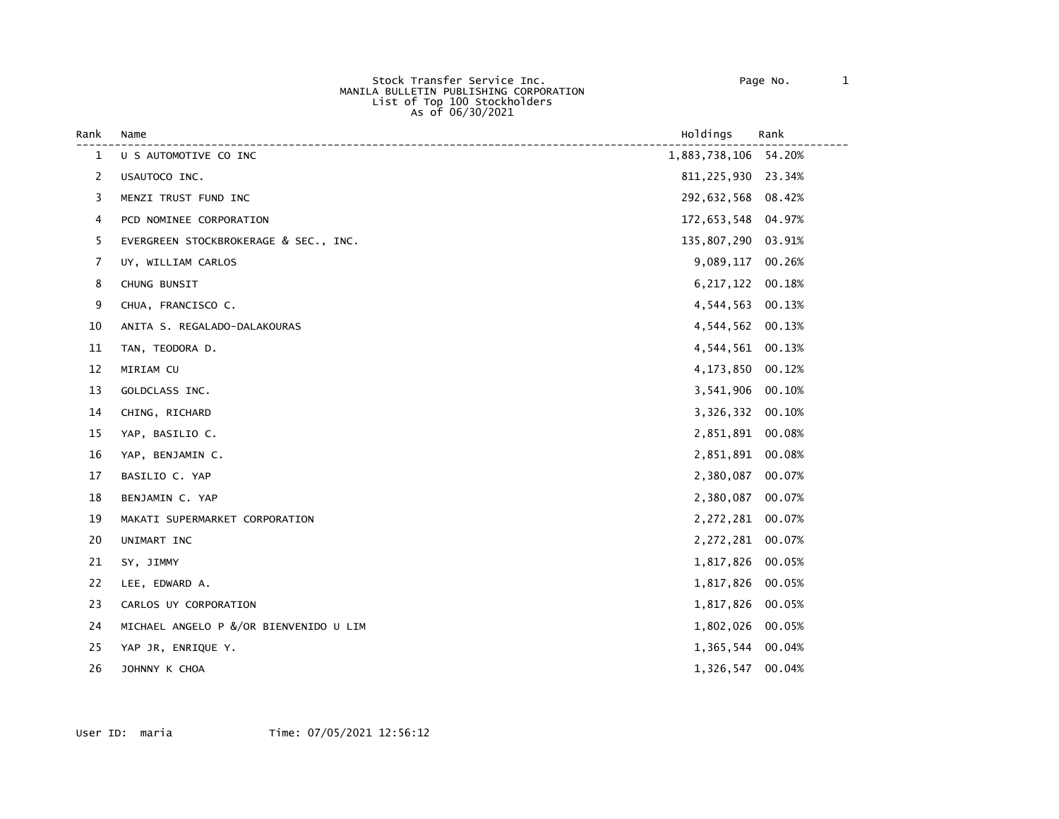Stock Transfer Service Inc.
MANILA BULLETIN PUBLISHING CORPORATION
List of Top 100 Stockholders
As of 06/30/2021

| Rank | Name | Holdings | Rank |
|---|---|---|---|
| 1 | U S AUTOMOTIVE CO INC | 1,883,738,106 | 54.20% |
| 2 | USAUTOCO INC. | 811,225,930 | 23.34% |
| 3 | MENZI TRUST FUND INC | 292,632,568 | 08.42% |
| 4 | PCD NOMINEE CORPORATION | 172,653,548 | 04.97% |
| 5 | EVERGREEN STOCKBROKERAGE & SEC., INC. | 135,807,290 | 03.91% |
| 7 | UY, WILLIAM CARLOS | 9,089,117 | 00.26% |
| 8 | CHUNG BUNSIT | 6,217,122 | 00.18% |
| 9 | CHUA, FRANCISCO C. | 4,544,563 | 00.13% |
| 10 | ANITA S. REGALADO-DALAKOURAS | 4,544,562 | 00.13% |
| 11 | TAN, TEODORA D. | 4,544,561 | 00.13% |
| 12 | MIRIAM CU | 4,173,850 | 00.12% |
| 13 | GOLDCLASS INC. | 3,541,906 | 00.10% |
| 14 | CHING, RICHARD | 3,326,332 | 00.10% |
| 15 | YAP, BASILIO C. | 2,851,891 | 00.08% |
| 16 | YAP, BENJAMIN C. | 2,851,891 | 00.08% |
| 17 | BASILIO C. YAP | 2,380,087 | 00.07% |
| 18 | BENJAMIN C. YAP | 2,380,087 | 00.07% |
| 19 | MAKATI SUPERMARKET CORPORATION | 2,272,281 | 00.07% |
| 20 | UNIMART INC | 2,272,281 | 00.07% |
| 21 | SY, JIMMY | 1,817,826 | 00.05% |
| 22 | LEE, EDWARD A. | 1,817,826 | 00.05% |
| 23 | CARLOS UY CORPORATION | 1,817,826 | 00.05% |
| 24 | MICHAEL ANGELO P &/OR BIENVENIDO U LIM | 1,802,026 | 00.05% |
| 25 | YAP JR, ENRIQUE Y. | 1,365,544 | 00.04% |
| 26 | JOHNNY K CHOA | 1,326,547 | 00.04% |

User ID: maria Time: 07/05/2021 12:56:12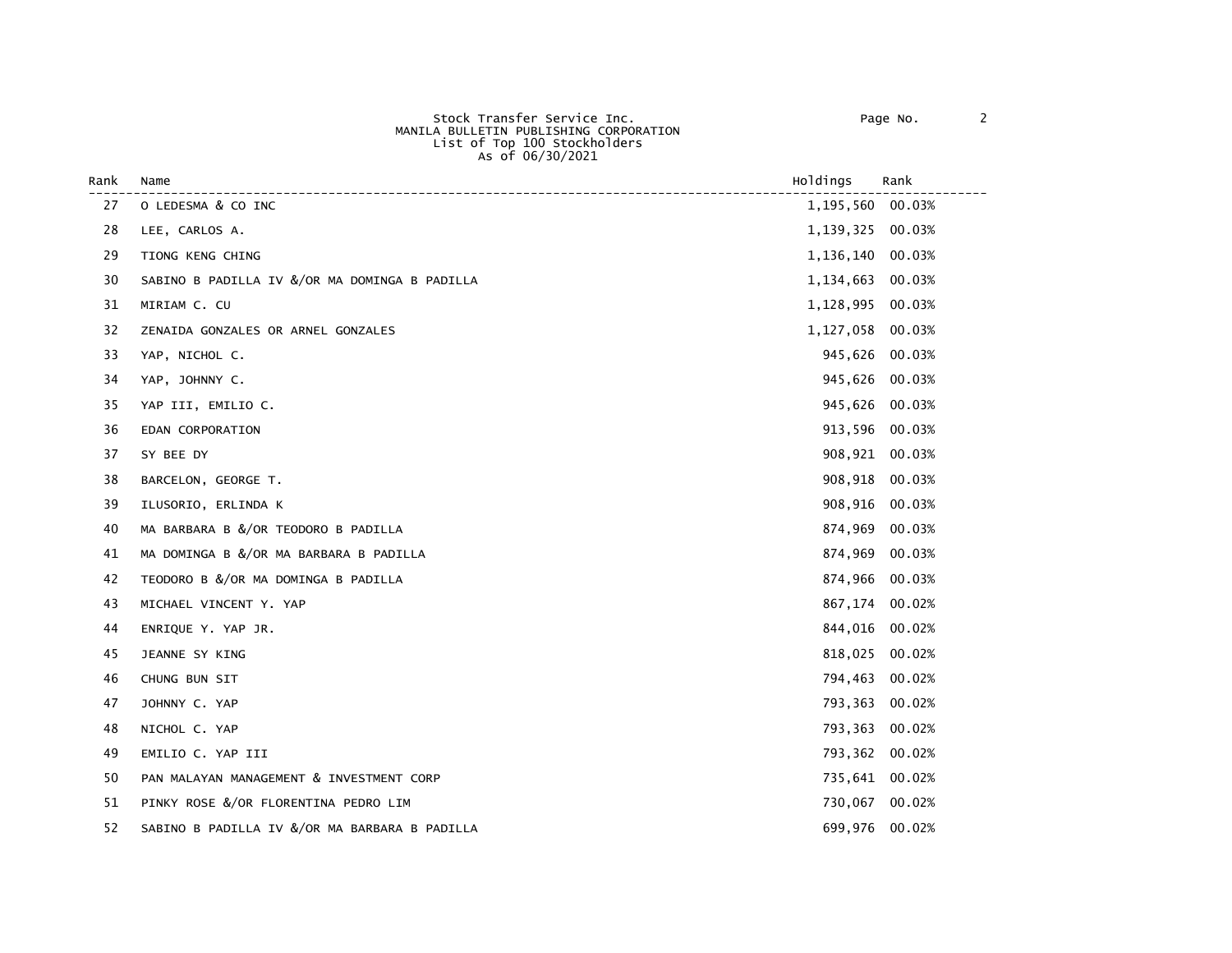Stock Transfer Service Inc.
MANILA BULLETIN PUBLISHING CORPORATION
List of Top 100 Stockholders
As of 06/30/2021

| Rank | Name | Holdings | Rank |
|---|---|---|---|
| 27 | O LEDESMA & CO INC | 1,195,560 | 00.03% |
| 28 | LEE, CARLOS A. | 1,139,325 | 00.03% |
| 29 | TIONG KENG CHING | 1,136,140 | 00.03% |
| 30 | SABINO B PADILLA IV &/OR MA DOMINGA B PADILLA | 1,134,663 | 00.03% |
| 31 | MIRIAM C. CU | 1,128,995 | 00.03% |
| 32 | ZENAIDA GONZALES OR ARNEL GONZALES | 1,127,058 | 00.03% |
| 33 | YAP, NICHOL C. | 945,626 | 00.03% |
| 34 | YAP, JOHNNY C. | 945,626 | 00.03% |
| 35 | YAP III, EMILIO C. | 945,626 | 00.03% |
| 36 | EDAN CORPORATION | 913,596 | 00.03% |
| 37 | SY BEE DY | 908,921 | 00.03% |
| 38 | BARCELON, GEORGE T. | 908,918 | 00.03% |
| 39 | ILUSORIO, ERLINDA K | 908,916 | 00.03% |
| 40 | MA BARBARA B &/OR TEODORO B PADILLA | 874,969 | 00.03% |
| 41 | MA DOMINGA B &/OR MA BARBARA B PADILLA | 874,969 | 00.03% |
| 42 | TEODORO B &/OR MA DOMINGA B PADILLA | 874,966 | 00.03% |
| 43 | MICHAEL VINCENT Y. YAP | 867,174 | 00.02% |
| 44 | ENRIQUE Y. YAP JR. | 844,016 | 00.02% |
| 45 | JEANNE SY KING | 818,025 | 00.02% |
| 46 | CHUNG BUN SIT | 794,463 | 00.02% |
| 47 | JOHNNY C. YAP | 793,363 | 00.02% |
| 48 | NICHOL C. YAP | 793,363 | 00.02% |
| 49 | EMILIO C. YAP III | 793,362 | 00.02% |
| 50 | PAN MALAYAN MANAGEMENT & INVESTMENT CORP | 735,641 | 00.02% |
| 51 | PINKY ROSE &/OR FLORENTINA PEDRO LIM | 730,067 | 00.02% |
| 52 | SABINO B PADILLA IV &/OR MA BARBARA B PADILLA | 699,976 | 00.02% |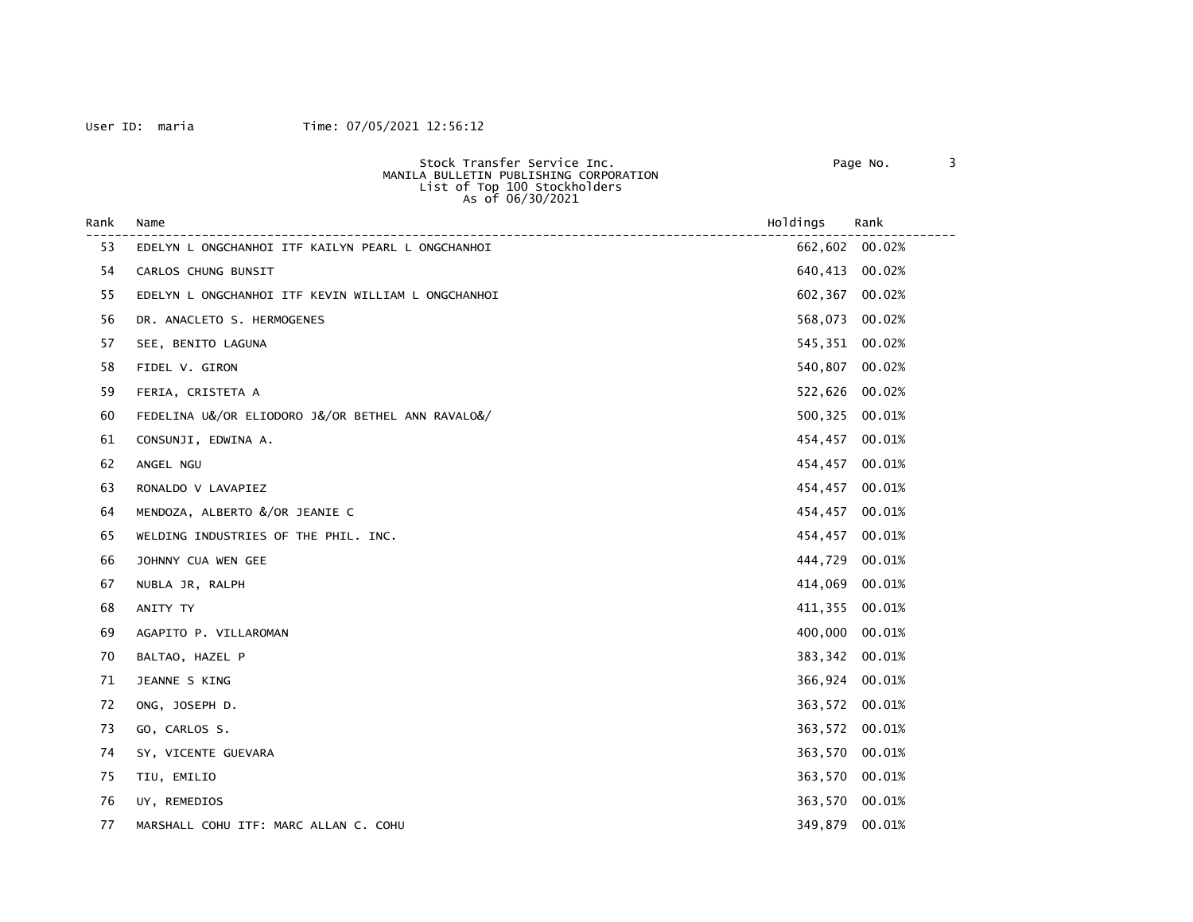User ID: maria Time: 07/05/2021 12:56:12

Stock Transfer Service Inc.
MANILA BULLETIN PUBLISHING CORPORATION
List of Top 100 Stockholders
As of 06/30/2021

| Rank | Name | Holdings | Rank |
|---|---|---|---|
| 53 | EDELYN L ONGCHANHOI ITF KAILYN PEARL L ONGCHANHOI | 662,602 | 00.02% |
| 54 | CARLOS CHUNG BUNSIT | 640,413 | 00.02% |
| 55 | EDELYN L ONGCHANHOI ITF KEVIN WILLIAM L ONGCHANHOI | 602,367 | 00.02% |
| 56 | DR. ANACLETO S. HERMOGENES | 568,073 | 00.02% |
| 57 | SEE, BENITO LAGUNA | 545,351 | 00.02% |
| 58 | FIDEL V. GIRON | 540,807 | 00.02% |
| 59 | FERIA, CRISTETA A | 522,626 | 00.02% |
| 60 | FEDELINA U&/OR ELIODORO J&/OR BETHEL ANN RAVALO&/ | 500,325 | 00.01% |
| 61 | CONSUNJI, EDWINA A. | 454,457 | 00.01% |
| 62 | ANGEL NGU | 454,457 | 00.01% |
| 63 | RONALDO V LAVAPIEZ | 454,457 | 00.01% |
| 64 | MENDOZA, ALBERTO &/OR JEANIE C | 454,457 | 00.01% |
| 65 | WELDING INDUSTRIES OF THE PHIL. INC. | 454,457 | 00.01% |
| 66 | JOHNNY CUA WEN GEE | 444,729 | 00.01% |
| 67 | NUBLA JR, RALPH | 414,069 | 00.01% |
| 68 | ANITY TY | 411,355 | 00.01% |
| 69 | AGAPITO P. VILLAROMAN | 400,000 | 00.01% |
| 70 | BALTAO, HAZEL P | 383,342 | 00.01% |
| 71 | JEANNE S KING | 366,924 | 00.01% |
| 72 | ONG, JOSEPH D. | 363,572 | 00.01% |
| 73 | GO, CARLOS S. | 363,572 | 00.01% |
| 74 | SY, VICENTE GUEVARA | 363,570 | 00.01% |
| 75 | TIU, EMILIO | 363,570 | 00.01% |
| 76 | UY, REMEDIOS | 363,570 | 00.01% |
| 77 | MARSHALL COHU ITF: MARC ALLAN C. COHU | 349,879 | 00.01% |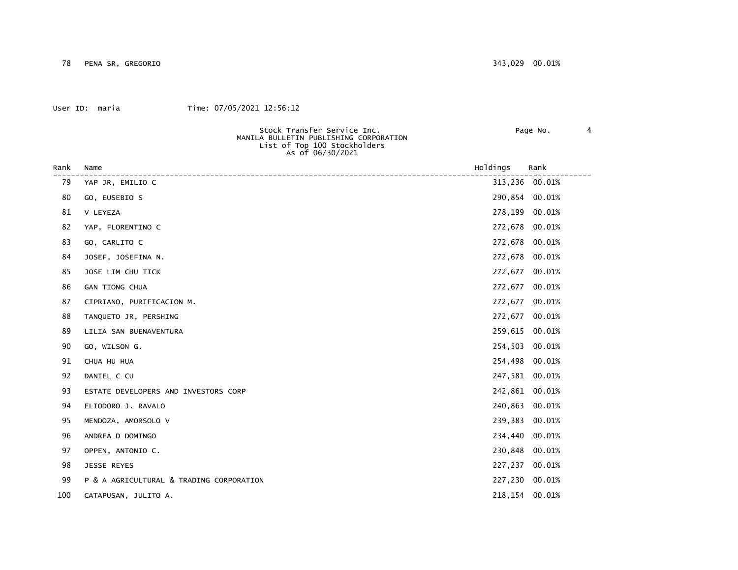| Rank | Name | Holdings | Rank |
|---|---|---|---|
| 78 | PENA SR, GREGORIO | 343,029 | 00.01% |

User ID: maria Time: 07/05/2021 12:56:12

Stock Transfer Service Inc.
MANILA BULLETIN PUBLISHING CORPORATION
List of Top 100 Stockholders
As of 06/30/2021

| Rank | Name | Holdings | Rank |
|---|---|---|---|
| 79 | YAP JR, EMILIO C | 313,236 | 00.01% |
| 80 | GO, EUSEBIO S | 290,854 | 00.01% |
| 81 | V LEYEZA | 278,199 | 00.01% |
| 82 | YAP, FLORENTINO C | 272,678 | 00.01% |
| 83 | GO, CARLITO C | 272,678 | 00.01% |
| 84 | JOSEF, JOSEFINA N. | 272,678 | 00.01% |
| 85 | JOSE LIM CHU TICK | 272,677 | 00.01% |
| 86 | GAN TIONG CHUA | 272,677 | 00.01% |
| 87 | CIPRIANO, PURIFICACION M. | 272,677 | 00.01% |
| 88 | TANQUETO JR, PERSHING | 272,677 | 00.01% |
| 89 | LILIA SAN BUENAVENTURA | 259,615 | 00.01% |
| 90 | GO, WILSON G. | 254,503 | 00.01% |
| 91 | CHUA HU HUA | 254,498 | 00.01% |
| 92 | DANIEL C CU | 247,581 | 00.01% |
| 93 | ESTATE DEVELOPERS AND INVESTORS CORP | 242,861 | 00.01% |
| 94 | ELIODORO J. RAVALO | 240,863 | 00.01% |
| 95 | MENDOZA, AMORSOLO V | 239,383 | 00.01% |
| 96 | ANDREA D DOMINGO | 234,440 | 00.01% |
| 97 | OPPEN, ANTONIO C. | 230,848 | 00.01% |
| 98 | JESSE REYES | 227,237 | 00.01% |
| 99 | P & A AGRICULTURAL & TRADING CORPORATION | 227,230 | 00.01% |
| 100 | CATAPUSAN, JULITO A. | 218,154 | 00.01% |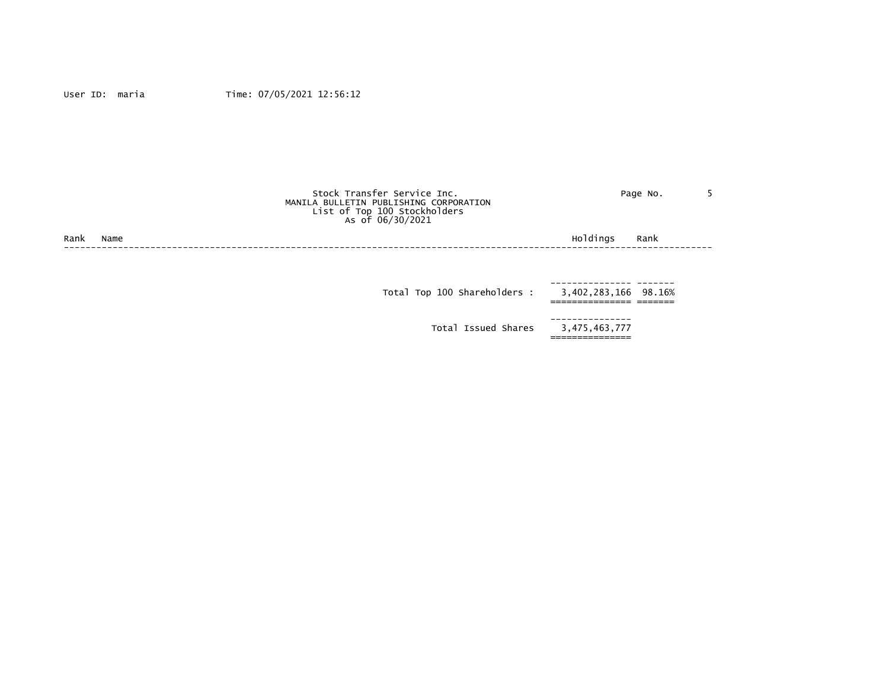Stock Transfer Service Inc.
MANILA BULLETIN PUBLISHING CORPORATION
List of Top 100 Stockholders
As of 06/30/2021

| Rank | Name | Holdings | Rank |
| --- | --- | --- | --- |
| | Total Top 100 Shareholders : | 3,402,283,166 | 98.16% |
| | Total Issued Shares | 3,475,463,777 | |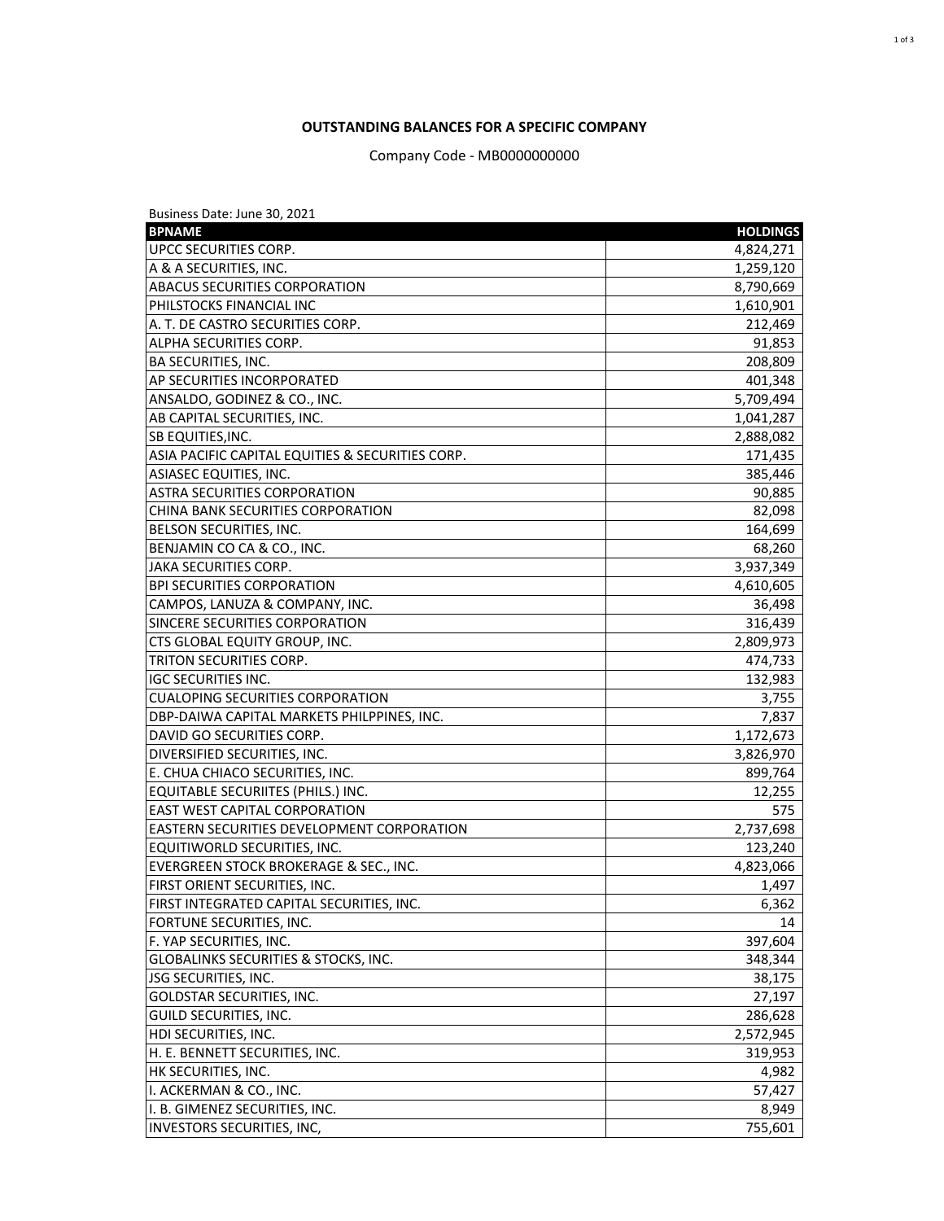**OUTSTANDING BALANCES FOR A SPECIFIC COMPANY**

Company Code - MB0000000000

Business Date: June 30, 2021

| BPNAME | HOLDINGS |
|---|---:|
| UPCC SECURITIES CORP. | 4,824,271 |
| A & A SECURITIES, INC. | 1,259,120 |
| ABACUS SECURITIES CORPORATION | 8,790,669 |
| PHILSTOCKS FINANCIAL INC | 1,610,901 |
| A. T. DE CASTRO SECURITIES CORP. | 212,469 |
| ALPHA SECURITIES CORP. | 91,853 |
| BA SECURITIES, INC. | 208,809 |
| AP SECURITIES INCORPORATED | 401,348 |
| ANSALDO, GODINEZ & CO., INC. | 5,709,494 |
| AB CAPITAL SECURITIES, INC. | 1,041,287 |
| SB EQUITIES,INC. | 2,888,082 |
| ASIA PACIFIC CAPITAL EQUITIES & SECURITIES CORP. | 171,435 |
| ASIASEC EQUITIES, INC. | 385,446 |
| ASTRA SECURITIES CORPORATION | 90,885 |
| CHINA BANK SECURITIES CORPORATION | 82,098 |
| BELSON SECURITIES, INC. | 164,699 |
| BENJAMIN CO CA & CO., INC. | 68,260 |
| JAKA SECURITIES CORP. | 3,937,349 |
| BPI SECURITIES CORPORATION | 4,610,605 |
| CAMPOS, LANUZA & COMPANY, INC. | 36,498 |
| SINCERE SECURITIES CORPORATION | 316,439 |
| CTS GLOBAL EQUITY GROUP, INC. | 2,809,973 |
| TRITON SECURITIES CORP. | 474,733 |
| IGC SECURITIES INC. | 132,983 |
| CUALOPING SECURITIES CORPORATION | 3,755 |
| DBP-DAIWA CAPITAL MARKETS PHILPPINES, INC. | 7,837 |
| DAVID GO SECURITIES CORP. | 1,172,673 |
| DIVERSIFIED SECURITIES, INC. | 3,826,970 |
| E. CHUA CHIACO SECURITIES, INC. | 899,764 |
| EQUITABLE SECURIITES (PHILS.) INC. | 12,255 |
| EAST WEST CAPITAL CORPORATION | 575 |
| EASTERN SECURITIES DEVELOPMENT CORPORATION | 2,737,698 |
| EQUITIWORLD SECURITIES, INC. | 123,240 |
| EVERGREEN STOCK BROKERAGE & SEC., INC. | 4,823,066 |
| FIRST ORIENT SECURITIES, INC. | 1,497 |
| FIRST INTEGRATED CAPITAL SECURITIES, INC. | 6,362 |
| FORTUNE SECURITIES, INC. | 14 |
| F. YAP SECURITIES, INC. | 397,604 |
| GLOBALINKS SECURITIES & STOCKS, INC. | 348,344 |
| JSG SECURITIES, INC. | 38,175 |
| GOLDSTAR SECURITIES, INC. | 27,197 |
| GUILD SECURITIES, INC. | 286,628 |
| HDI SECURITIES, INC. | 2,572,945 |
| H. E. BENNETT SECURITIES, INC. | 319,953 |
| HK SECURITIES, INC. | 4,982 |
| I. ACKERMAN & CO., INC. | 57,427 |
| I. B. GIMENEZ SECURITIES, INC. | 8,949 |
| INVESTORS SECURITIES, INC, | 755,601 |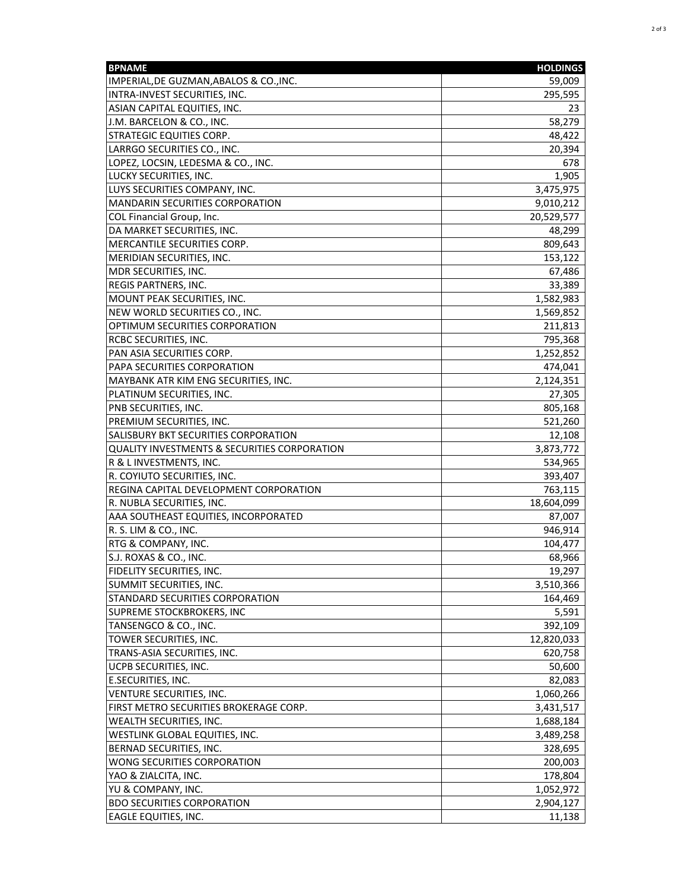| BPNAME | HOLDINGS |
| --- | --- |
| IMPERIAL,DE GUZMAN,ABALOS & CO.,INC. | 59,009 |
| INTRA-INVEST SECURITIES, INC. | 295,595 |
| ASIAN CAPITAL EQUITIES, INC. | 23 |
| J.M. BARCELON & CO., INC. | 58,279 |
| STRATEGIC EQUITIES CORP. | 48,422 |
| LARRGO SECURITIES CO., INC. | 20,394 |
| LOPEZ, LOCSIN, LEDESMA & CO., INC. | 678 |
| LUCKY SECURITIES, INC. | 1,905 |
| LUYS SECURITIES COMPANY, INC. | 3,475,975 |
| MANDARIN SECURITIES CORPORATION | 9,010,212 |
| COL Financial Group, Inc. | 20,529,577 |
| DA MARKET SECURITIES, INC. | 48,299 |
| MERCANTILE SECURITIES CORP. | 809,643 |
| MERIDIAN SECURITIES, INC. | 153,122 |
| MDR SECURITIES, INC. | 67,486 |
| REGIS PARTNERS, INC. | 33,389 |
| MOUNT PEAK SECURITIES, INC. | 1,582,983 |
| NEW WORLD SECURITIES CO., INC. | 1,569,852 |
| OPTIMUM SECURITIES CORPORATION | 211,813 |
| RCBC SECURITIES, INC. | 795,368 |
| PAN ASIA SECURITIES CORP. | 1,252,852 |
| PAPA SECURITIES CORPORATION | 474,041 |
| MAYBANK ATR KIM ENG SECURITIES, INC. | 2,124,351 |
| PLATINUM SECURITIES, INC. | 27,305 |
| PNB SECURITIES, INC. | 805,168 |
| PREMIUM SECURITIES, INC. | 521,260 |
| SALISBURY BKT SECURITIES CORPORATION | 12,108 |
| QUALITY INVESTMENTS & SECURITIES CORPORATION | 3,873,772 |
| R & L INVESTMENTS, INC. | 534,965 |
| R. COYIUTO SECURITIES, INC. | 393,407 |
| REGINA CAPITAL DEVELOPMENT CORPORATION | 763,115 |
| R. NUBLA SECURITIES, INC. | 18,604,099 |
| AAA SOUTHEAST EQUITIES, INCORPORATED | 87,007 |
| R. S. LIM & CO., INC. | 946,914 |
| RTG & COMPANY, INC. | 104,477 |
| S.J. ROXAS & CO., INC. | 68,966 |
| FIDELITY SECURITIES, INC. | 19,297 |
| SUMMIT SECURITIES, INC. | 3,510,366 |
| STANDARD SECURITIES CORPORATION | 164,469 |
| SUPREME STOCKBROKERS, INC | 5,591 |
| TANSENGCO & CO., INC. | 392,109 |
| TOWER SECURITIES, INC. | 12,820,033 |
| TRANS-ASIA SECURITIES, INC. | 620,758 |
| UCPB SECURITIES, INC. | 50,600 |
| E.SECURITIES, INC. | 82,083 |
| VENTURE SECURITIES, INC. | 1,060,266 |
| FIRST METRO SECURITIES BROKERAGE CORP. | 3,431,517 |
| WEALTH SECURITIES, INC. | 1,688,184 |
| WESTLINK GLOBAL EQUITIES, INC. | 3,489,258 |
| BERNAD SECURITIES, INC. | 328,695 |
| WONG SECURITIES CORPORATION | 200,003 |
| YAO & ZIALCITA, INC. | 178,804 |
| YU & COMPANY, INC. | 1,052,972 |
| BDO SECURITIES CORPORATION | 2,904,127 |
| EAGLE EQUITIES, INC. | 11,138 |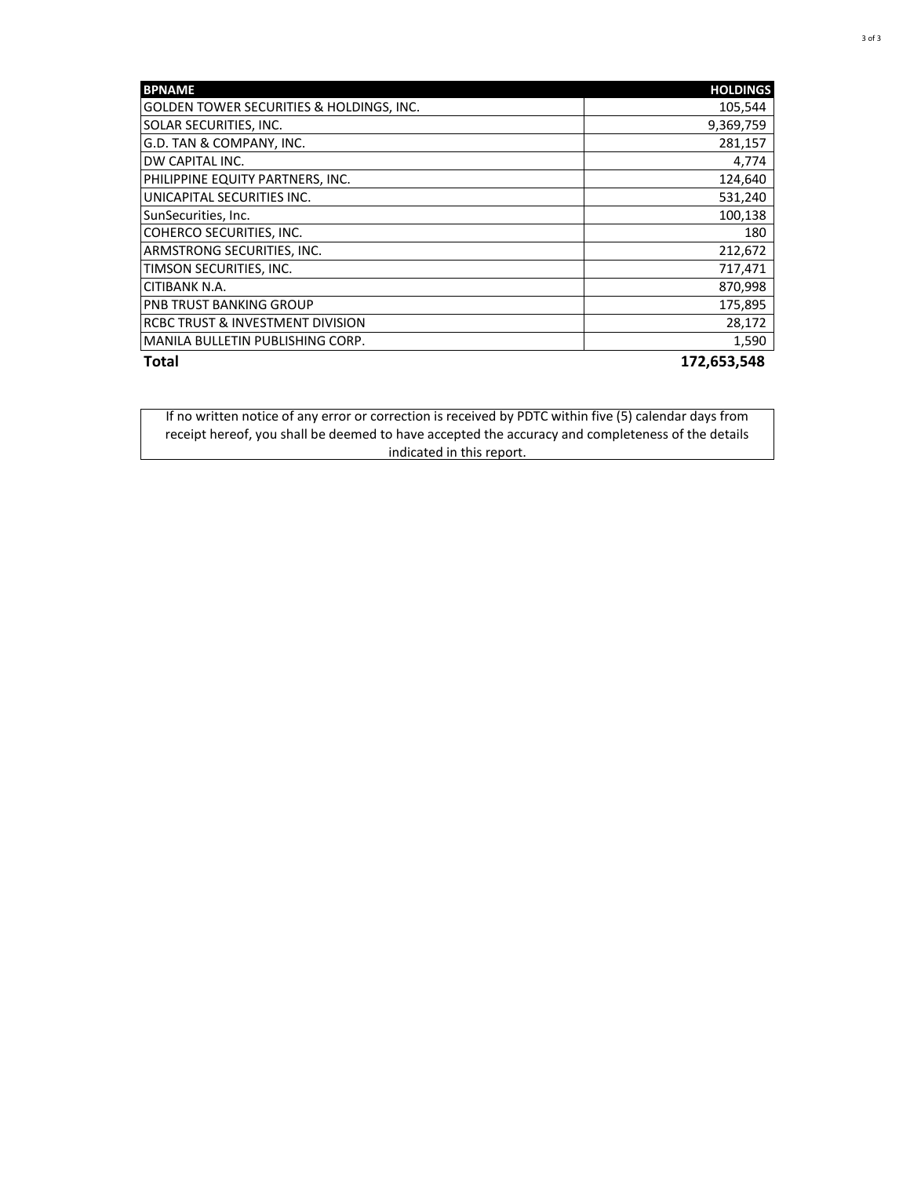| BPNAME | HOLDINGS |
| --- | --- |
| GOLDEN TOWER SECURITIES & HOLDINGS, INC. | 105,544 |
| SOLAR SECURITIES, INC. | 9,369,759 |
| G.D. TAN & COMPANY, INC. | 281,157 |
| DW CAPITAL INC. | 4,774 |
| PHILIPPINE EQUITY PARTNERS, INC. | 124,640 |
| UNICAPITAL SECURITIES INC. | 531,240 |
| SunSecurities, Inc. | 100,138 |
| COHERCO SECURITIES, INC. | 180 |
| ARMSTRONG SECURITIES, INC. | 212,672 |
| TIMSON SECURITIES, INC. | 717,471 |
| CITIBANK N.A. | 870,998 |
| PNB TRUST BANKING GROUP | 175,895 |
| RCBC TRUST & INVESTMENT DIVISION | 28,172 |
| MANILA BULLETIN PUBLISHING CORP. | 1,590 |
| **Total** | **172,653,548** |

If no written notice of any error or correction is received by PDTC within five (5) calendar days from receipt hereof, you shall be deemed to have accepted the accuracy and completeness of the details indicated in this report.